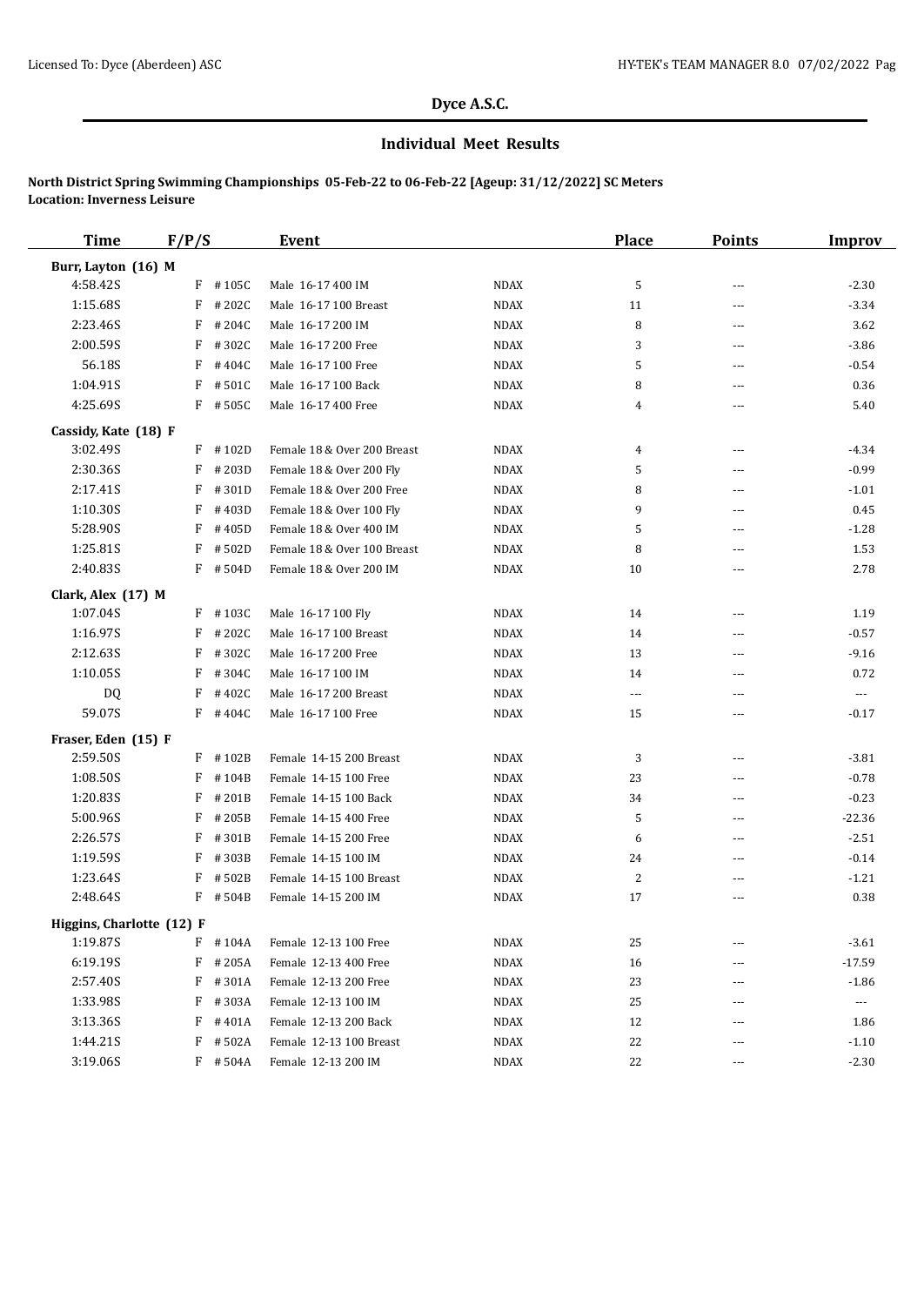## Dyce A.S.C.

### Individual Meet Results

**North District Spring Swimming Championships 05-Feb-22 to 06-Feb-22 [Ageup: 31/12/2022] SC Meters**
**Location: Inverness Leisure**

| Time | F/P/S | | Event | | Place | Points | Improv |
|---|---|---|---|---|---|---|---|
| **Burr, Layton (16) M** | | | | | | | |
| 4:58.42S | F | #105C | Male 16-17 400 IM | NDAX | 5 | --- | -2.30 |
| 1:15.68S | F | #202C | Male 16-17 100 Breast | NDAX | 11 | --- | -3.34 |
| 2:23.46S | F | #204C | Male 16-17 200 IM | NDAX | 8 | --- | 3.62 |
| 2:00.59S | F | #302C | Male 16-17 200 Free | NDAX | 3 | --- | -3.86 |
| 56.18S | F | #404C | Male 16-17 100 Free | NDAX | 5 | --- | -0.54 |
| 1:04.91S | F | #501C | Male 16-17 100 Back | NDAX | 8 | --- | 0.36 |
| 4:25.69S | F | #505C | Male 16-17 400 Free | NDAX | 4 | --- | 5.40 |
| **Cassidy, Kate (18) F** | | | | | | | |
| 3:02.49S | F | #102D | Female 18 & Over 200 Breast | NDAX | 4 | --- | -4.34 |
| 2:30.36S | F | #203D | Female 18 & Over 200 Fly | NDAX | 5 | --- | -0.99 |
| 2:17.41S | F | #301D | Female 18 & Over 200 Free | NDAX | 8 | --- | -1.01 |
| 1:10.30S | F | #403D | Female 18 & Over 100 Fly | NDAX | 9 | --- | 0.45 |
| 5:28.90S | F | #405D | Female 18 & Over 400 IM | NDAX | 5 | --- | -1.28 |
| 1:25.81S | F | #502D | Female 18 & Over 100 Breast | NDAX | 8 | --- | 1.53 |
| 2:40.83S | F | #504D | Female 18 & Over 200 IM | NDAX | 10 | --- | 2.78 |
| **Clark, Alex (17) M** | | | | | | | |
| 1:07.04S | F | #103C | Male 16-17 100 Fly | NDAX | 14 | --- | 1.19 |
| 1:16.97S | F | #202C | Male 16-17 100 Breast | NDAX | 14 | --- | -0.57 |
| 2:12.63S | F | #302C | Male 16-17 200 Free | NDAX | 13 | --- | -9.16 |
| 1:10.05S | F | #304C | Male 16-17 100 IM | NDAX | 14 | --- | 0.72 |
| DQ | F | #402C | Male 16-17 200 Breast | NDAX | --- | --- | --- |
| 59.07S | F | #404C | Male 16-17 100 Free | NDAX | 15 | --- | -0.17 |
| **Fraser, Eden (15) F** | | | | | | | |
| 2:59.50S | F | #102B | Female 14-15 200 Breast | NDAX | 3 | --- | -3.81 |
| 1:08.50S | F | #104B | Female 14-15 100 Free | NDAX | 23 | --- | -0.78 |
| 1:20.83S | F | #201B | Female 14-15 100 Back | NDAX | 34 | --- | -0.23 |
| 5:00.96S | F | #205B | Female 14-15 400 Free | NDAX | 5 | --- | -22.36 |
| 2:26.57S | F | #301B | Female 14-15 200 Free | NDAX | 6 | --- | -2.51 |
| 1:19.59S | F | #303B | Female 14-15 100 IM | NDAX | 24 | --- | -0.14 |
| 1:23.64S | F | #502B | Female 14-15 100 Breast | NDAX | 2 | --- | -1.21 |
| 2:48.64S | F | #504B | Female 14-15 200 IM | NDAX | 17 | --- | 0.38 |
| **Higgins, Charlotte (12) F** | | | | | | | |
| 1:19.87S | F | #104A | Female 12-13 100 Free | NDAX | 25 | --- | -3.61 |
| 6:19.19S | F | #205A | Female 12-13 400 Free | NDAX | 16 | --- | -17.59 |
| 2:57.40S | F | #301A | Female 12-13 200 Free | NDAX | 23 | --- | -1.86 |
| 1:33.98S | F | #303A | Female 12-13 100 IM | NDAX | 25 | --- | --- |
| 3:13.36S | F | #401A | Female 12-13 200 Back | NDAX | 12 | --- | 1.86 |
| 1:44.21S | F | #502A | Female 12-13 100 Breast | NDAX | 22 | --- | -1.10 |
| 3:19.06S | F | #504A | Female 12-13 200 IM | NDAX | 22 | --- | -2.30 |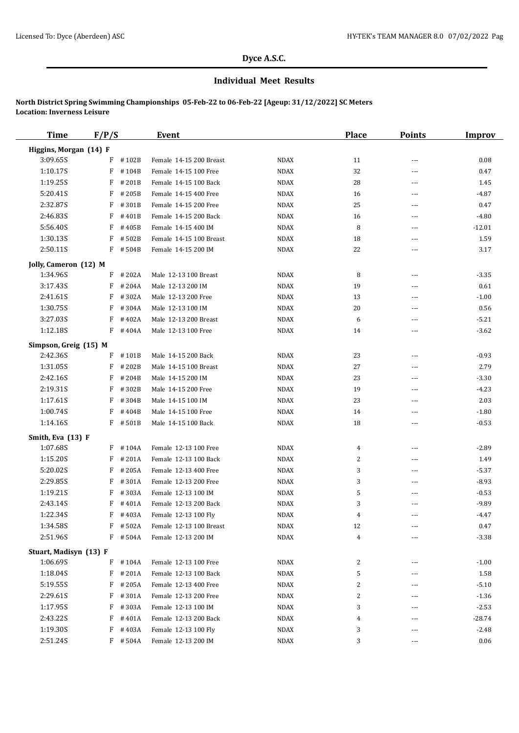## Dyce A.S.C.

### Individual Meet Results

**North District Spring Swimming Championships 05-Feb-22 to 06-Feb-22 [Ageup: 31/12/2022] SC Meters**
**Location: Inverness Leisure**

| Time | F/P/S | | Event | | Place | Points | Improv |
|---|---|---|---|---|---|---|---|
| **Higgins, Morgan (14) F** | | | | | | | |
| 3:09.65S | F | #102B | Female 14-15 200 Breast | NDAX | 11 | --- | 0.08 |
| 1:10.17S | F | #104B | Female 14-15 100 Free | NDAX | 32 | --- | 0.47 |
| 1:19.25S | F | #201B | Female 14-15 100 Back | NDAX | 28 | --- | 1.45 |
| 5:20.41S | F | #205B | Female 14-15 400 Free | NDAX | 16 | --- | -4.87 |
| 2:32.87S | F | #301B | Female 14-15 200 Free | NDAX | 25 | --- | 0.47 |
| 2:46.83S | F | #401B | Female 14-15 200 Back | NDAX | 16 | --- | -4.80 |
| 5:56.40S | F | #405B | Female 14-15 400 IM | NDAX | 8 | --- | -12.01 |
| 1:30.13S | F | #502B | Female 14-15 100 Breast | NDAX | 18 | --- | 1.59 |
| 2:50.11S | F | #504B | Female 14-15 200 IM | NDAX | 22 | --- | 3.17 |
| **Jolly, Cameron (12) M** | | | | | | | |
| 1:34.96S | F | #202A | Male 12-13 100 Breast | NDAX | 8 | --- | -3.35 |
| 3:17.43S | F | #204A | Male 12-13 200 IM | NDAX | 19 | --- | 0.61 |
| 2:41.61S | F | #302A | Male 12-13 200 Free | NDAX | 13 | --- | -1.00 |
| 1:30.75S | F | #304A | Male 12-13 100 IM | NDAX | 20 | --- | 0.56 |
| 3:27.03S | F | #402A | Male 12-13 200 Breast | NDAX | 6 | --- | -5.21 |
| 1:12.18S | F | #404A | Male 12-13 100 Free | NDAX | 14 | --- | -3.62 |
| **Simpson, Greig (15) M** | | | | | | | |
| 2:42.36S | F | #101B | Male 14-15 200 Back | NDAX | 23 | --- | -0.93 |
| 1:31.05S | F | #202B | Male 14-15 100 Breast | NDAX | 27 | --- | 2.79 |
| 2:42.16S | F | #204B | Male 14-15 200 IM | NDAX | 23 | --- | -3.30 |
| 2:19.31S | F | #302B | Male 14-15 200 Free | NDAX | 19 | --- | -4.23 |
| 1:17.61S | F | #304B | Male 14-15 100 IM | NDAX | 23 | --- | 2.03 |
| 1:00.74S | F | #404B | Male 14-15 100 Free | NDAX | 14 | --- | -1.80 |
| 1:14.16S | F | #501B | Male 14-15 100 Back | NDAX | 18 | --- | -0.53 |
| **Smith, Eva (13) F** | | | | | | | |
| 1:07.68S | F | #104A | Female 12-13 100 Free | NDAX | 4 | --- | -2.89 |
| 1:15.20S | F | #201A | Female 12-13 100 Back | NDAX | 2 | --- | 1.49 |
| 5:20.02S | F | #205A | Female 12-13 400 Free | NDAX | 3 | --- | -5.37 |
| 2:29.85S | F | #301A | Female 12-13 200 Free | NDAX | 3 | --- | -8.93 |
| 1:19.21S | F | #303A | Female 12-13 100 IM | NDAX | 5 | --- | -0.53 |
| 2:43.14S | F | #401A | Female 12-13 200 Back | NDAX | 3 | --- | -9.89 |
| 1:22.34S | F | #403A | Female 12-13 100 Fly | NDAX | 4 | --- | -4.47 |
| 1:34.58S | F | #502A | Female 12-13 100 Breast | NDAX | 12 | --- | 0.47 |
| 2:51.96S | F | #504A | Female 12-13 200 IM | NDAX | 4 | --- | -3.38 |
| **Stuart, Madisyn (13) F** | | | | | | | |
| 1:06.69S | F | #104A | Female 12-13 100 Free | NDAX | 2 | --- | -1.00 |
| 1:18.04S | F | #201A | Female 12-13 100 Back | NDAX | 5 | --- | 1.58 |
| 5:19.55S | F | #205A | Female 12-13 400 Free | NDAX | 2 | --- | -5.10 |
| 2:29.61S | F | #301A | Female 12-13 200 Free | NDAX | 2 | --- | -1.36 |
| 1:17.95S | F | #303A | Female 12-13 100 IM | NDAX | 3 | --- | -2.53 |
| 2:43.22S | F | #401A | Female 12-13 200 Back | NDAX | 4 | --- | -28.74 |
| 1:19.30S | F | #403A | Female 12-13 100 Fly | NDAX | 3 | --- | -2.48 |
| 2:51.24S | F | #504A | Female 12-13 200 IM | NDAX | 3 | --- | 0.06 |